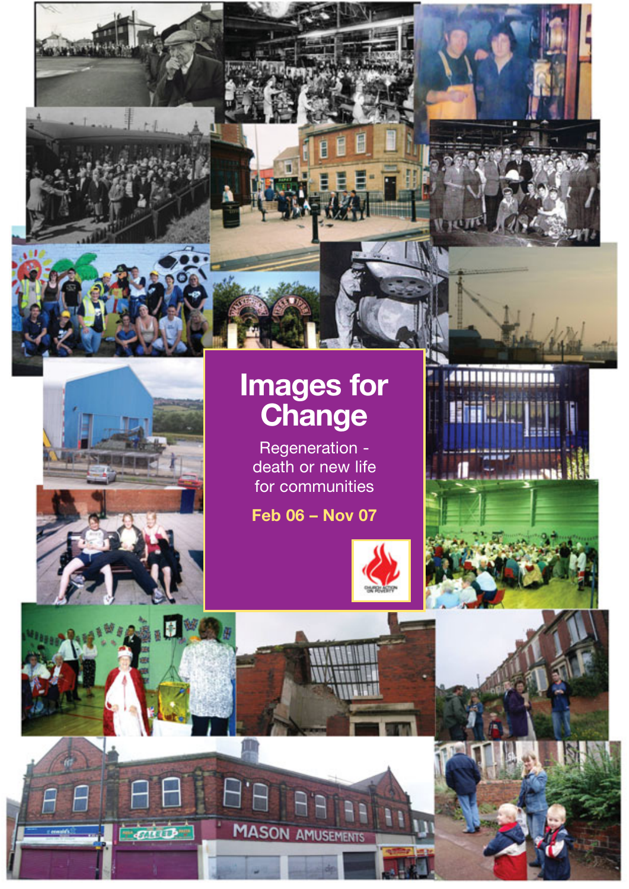# Images for Change

Regeneration - death or new life for communities

**Feb 06 – Nov 07**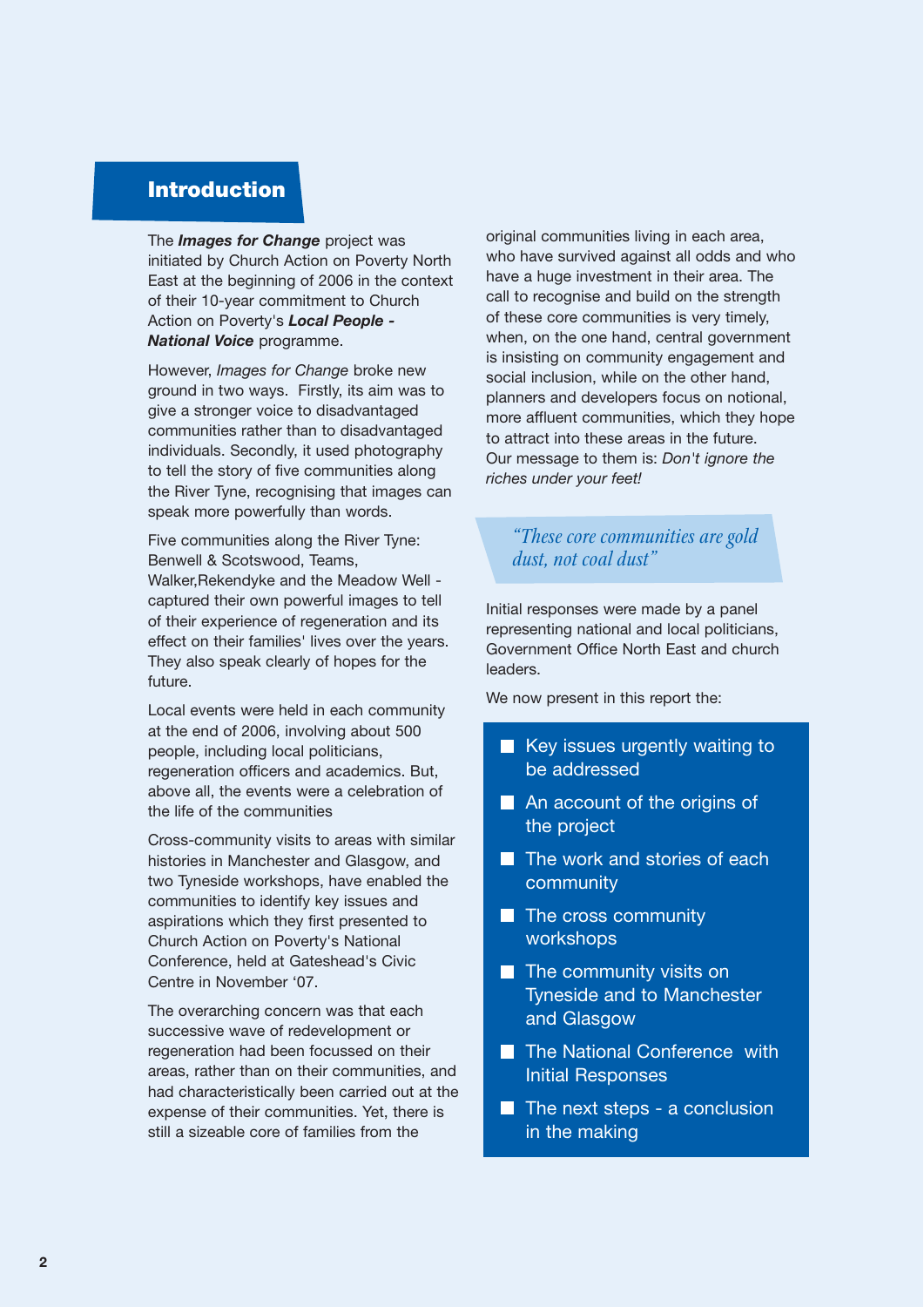## Introduction

The ***Images for Change*** project was initiated by Church Action on Poverty North East at the beginning of 2006 in the context of their 10-year commitment to Church Action on Poverty's ***Local People - National Voice*** programme.

However, *Images for Change* broke new ground in two ways. Firstly, its aim was to give a stronger voice to disadvantaged communities rather than to disadvantaged individuals. Secondly, it used photography to tell the story of five communities along the River Tyne, recognising that images can speak more powerfully than words.

Five communities along the River Tyne: Benwell & Scotswood, Teams, Walker,Rekendyke and the Meadow Well - captured their own powerful images to tell of their experience of regeneration and its effect on their families' lives over the years. They also speak clearly of hopes for the future.

Local events were held in each community at the end of 2006, involving about 500 people, including local politicians, regeneration officers and academics. But, above all, the events were a celebration of the life of the communities

Cross-community visits to areas with similar histories in Manchester and Glasgow, and two Tyneside workshops, have enabled the communities to identify key issues and aspirations which they first presented to Church Action on Poverty's National Conference, held at Gateshead's Civic Centre in November '07.

The overarching concern was that each successive wave of redevelopment or regeneration had been focussed on their areas, rather than on their communities, and had characteristically been carried out at the expense of their communities. Yet, there is still a sizeable core of families from the original communities living in each area, who have survived against all odds and who have a huge investment in their area. The call to recognise and build on the strength of these core communities is very timely, when, on the one hand, central government is insisting on community engagement and social inclusion, while on the other hand, planners and developers focus on notional, more affluent communities, which they hope to attract into these areas in the future. Our message to them is: *Don't ignore the riches under your feet!*

> *"These core communities are gold dust, not coal dust"*

Initial responses were made by a panel representing national and local politicians, Government Office North East and church leaders.

We now present in this report the:

- Key issues urgently waiting to be addressed
- An account of the origins of the project
- The work and stories of each community
- The cross community workshops
- The community visits on Tyneside and to Manchester and Glasgow
- The National Conference with Initial Responses
- The next steps - a conclusion in the making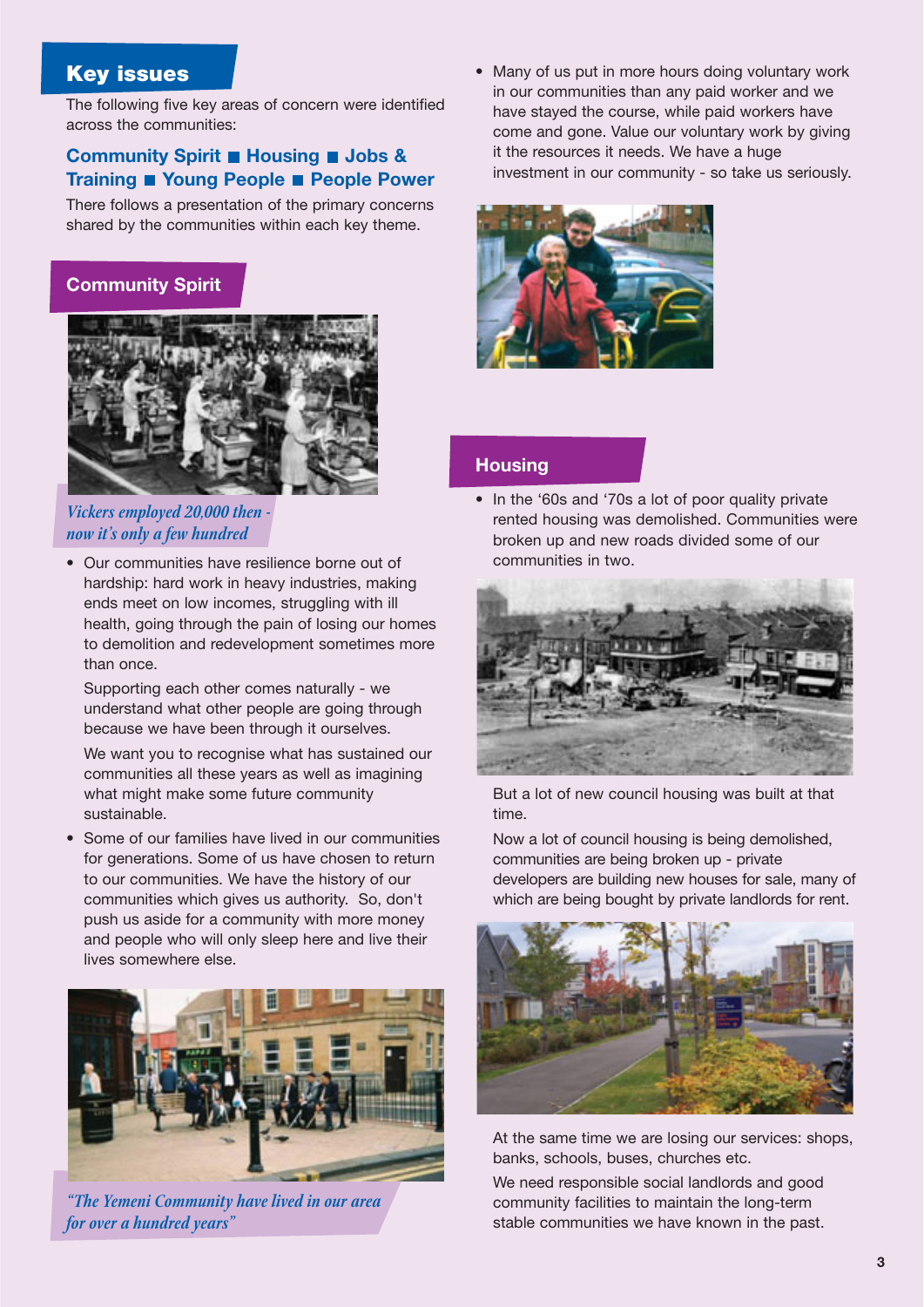## Key issues

The following five key areas of concern were identified across the communities:

**Community Spirit ■ Housing ■ Jobs & Training ■ Young People ■ People Power**

There follows a presentation of the primary concerns shared by the communities within each key theme.

### Community Spirit

*Vickers employed 20,000 then - now it's only a few hundred*

- Our communities have resilience borne out of hardship: hard work in heavy industries, making ends meet on low incomes, struggling with ill health, going through the pain of losing our homes to demolition and redevelopment sometimes more than once.

  Supporting each other comes naturally - we understand what other people are going through because we have been through it ourselves.

  We want you to recognise what has sustained our communities all these years as well as imagining what might make some future community sustainable.

- Some of our families have lived in our communities for generations. Some of us have chosen to return to our communities. We have the history of our communities which gives us authority. So, don't push us aside for a community with more money and people who will only sleep here and live their lives somewhere else.

*"The Yemeni Community have lived in our area for over a hundred years"*

- Many of us put in more hours doing voluntary work in our communities than any paid worker and we have stayed the course, while paid workers have come and gone. Value our voluntary work by giving it the resources it needs. We have a huge investment in our community - so take us seriously.

### Housing

- In the '60s and '70s a lot of poor quality private rented housing was demolished. Communities were broken up and new roads divided some of our communities in two.

  But a lot of new council housing was built at that time.

  Now a lot of council housing is being demolished, communities are being broken up - private developers are building new houses for sale, many of which are being bought by private landlords for rent.

  At the same time we are losing our services: shops, banks, schools, buses, churches etc.

  We need responsible social landlords and good community facilities to maintain the long-term stable communities we have known in the past.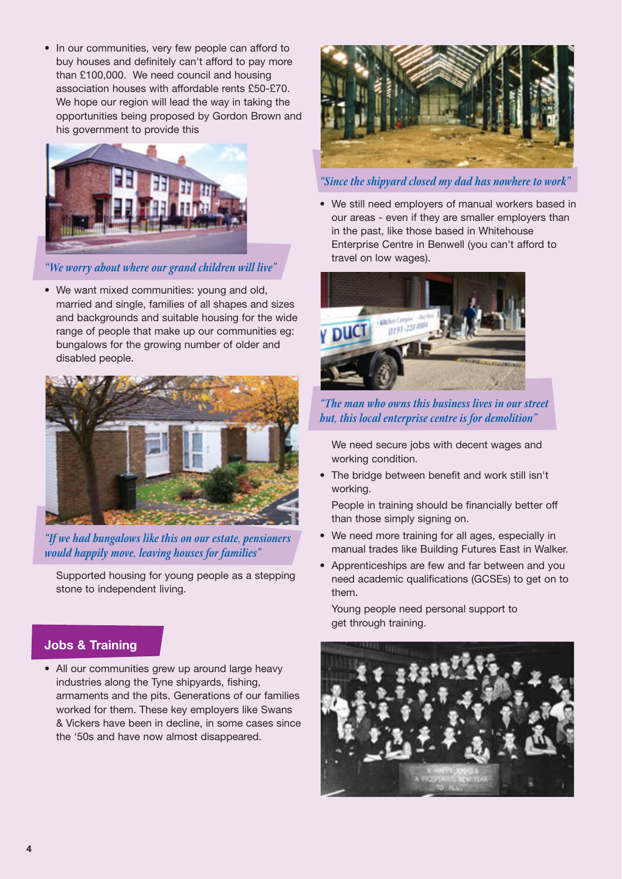- In our communities, very few people can afford to buy houses and definitely can't afford to pay more than £100,000. We need council and housing association houses with affordable rents £50-£70. We hope our region will lead the way in taking the opportunities being proposed by Gordon Brown and his government to provide this

*"We worry about where our grand children will live"*

- We want mixed communities: young and old, married and single, families of all shapes and sizes and backgrounds and suitable housing for the wide range of people that make up our communities eg: bungalows for the growing number of older and disabled people.

*"If we had bungalows like this on our estate, pensioners would happily move, leaving houses for families"*

Supported housing for young people as a stepping stone to independent living.

## Jobs & Training

- All our communities grew up around large heavy industries along the Tyne shipyards, fishing, armaments and the pits. Generations of our families worked for them. These key employers like Swans & Vickers have been in decline, in some cases since the '50s and have now almost disappeared.

*"Since the shipyard closed my dad has nowhere to work"*

- We still need employers of manual workers based in our areas - even if they are smaller employers than in the past, like those based in Whitehouse Enterprise Centre in Benwell (you can't afford to travel on low wages).

*"The man who owns this business lives in our street but, this local enterprise centre is for demolition"*

We need secure jobs with decent wages and working condition.

- The bridge between benefit and work still isn't working.

People in training should be financially better off than those simply signing on.

- We need more training for all ages, especially in manual trades like Building Futures East in Walker.
- Apprenticeships are few and far between and you need academic qualifications (GCSEs) to get on to them.

Young people need personal support to get through training.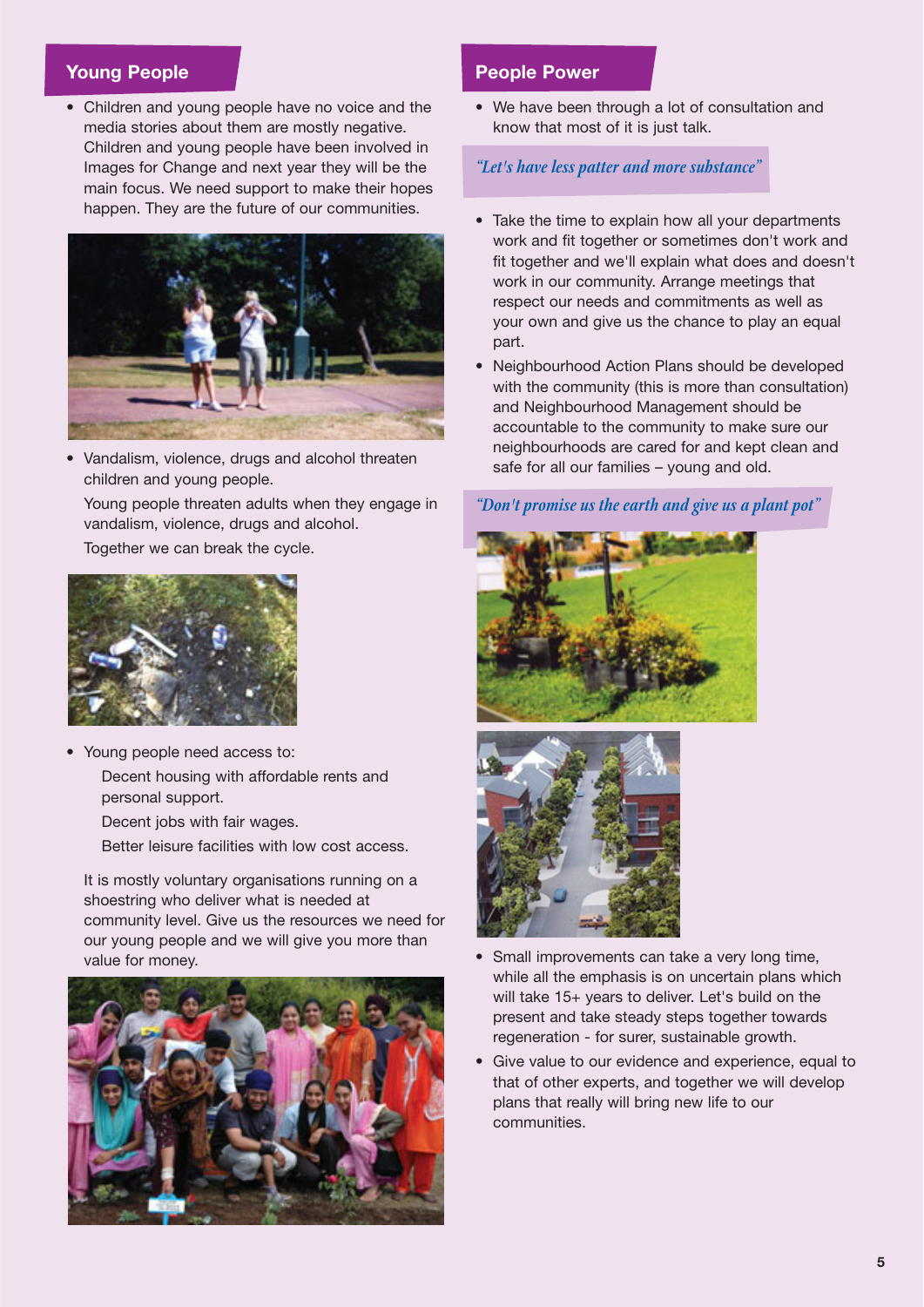## Young People

- Children and young people have no voice and the media stories about them are mostly negative. Children and young people have been involved in Images for Change and next year they will be the main focus. We need support to make their hopes happen. They are the future of our communities.

- Vandalism, violence, drugs and alcohol threaten children and young people.

  Young people threaten adults when they engage in vandalism, violence, drugs and alcohol.

  Together we can break the cycle.

- Young people need access to:

  Decent housing with affordable rents and personal support.

  Decent jobs with fair wages.

  Better leisure facilities with low cost access.

  It is mostly voluntary organisations running on a shoestring who deliver what is needed at community level. Give us the resources we need for our young people and we will give you more than value for money.

## People Power

- We have been through a lot of consultation and know that most of it is just talk.

*"Let's have less patter and more substance"*

- Take the time to explain how all your departments work and fit together or sometimes don't work and fit together and we'll explain what does and doesn't work in our community. Arrange meetings that respect our needs and commitments as well as your own and give us the chance to play an equal part.
- Neighbourhood Action Plans should be developed with the community (this is more than consultation) and Neighbourhood Management should be accountable to the community to make sure our neighbourhoods are cared for and kept clean and safe for all our families – young and old.

*"Don't promise us the earth and give us a plant pot"*

- Small improvements can take a very long time, while all the emphasis is on uncertain plans which will take 15+ years to deliver. Let's build on the present and take steady steps together towards regeneration - for surer, sustainable growth.
- Give value to our evidence and experience, equal to that of other experts, and together we will develop plans that really will bring new life to our communities.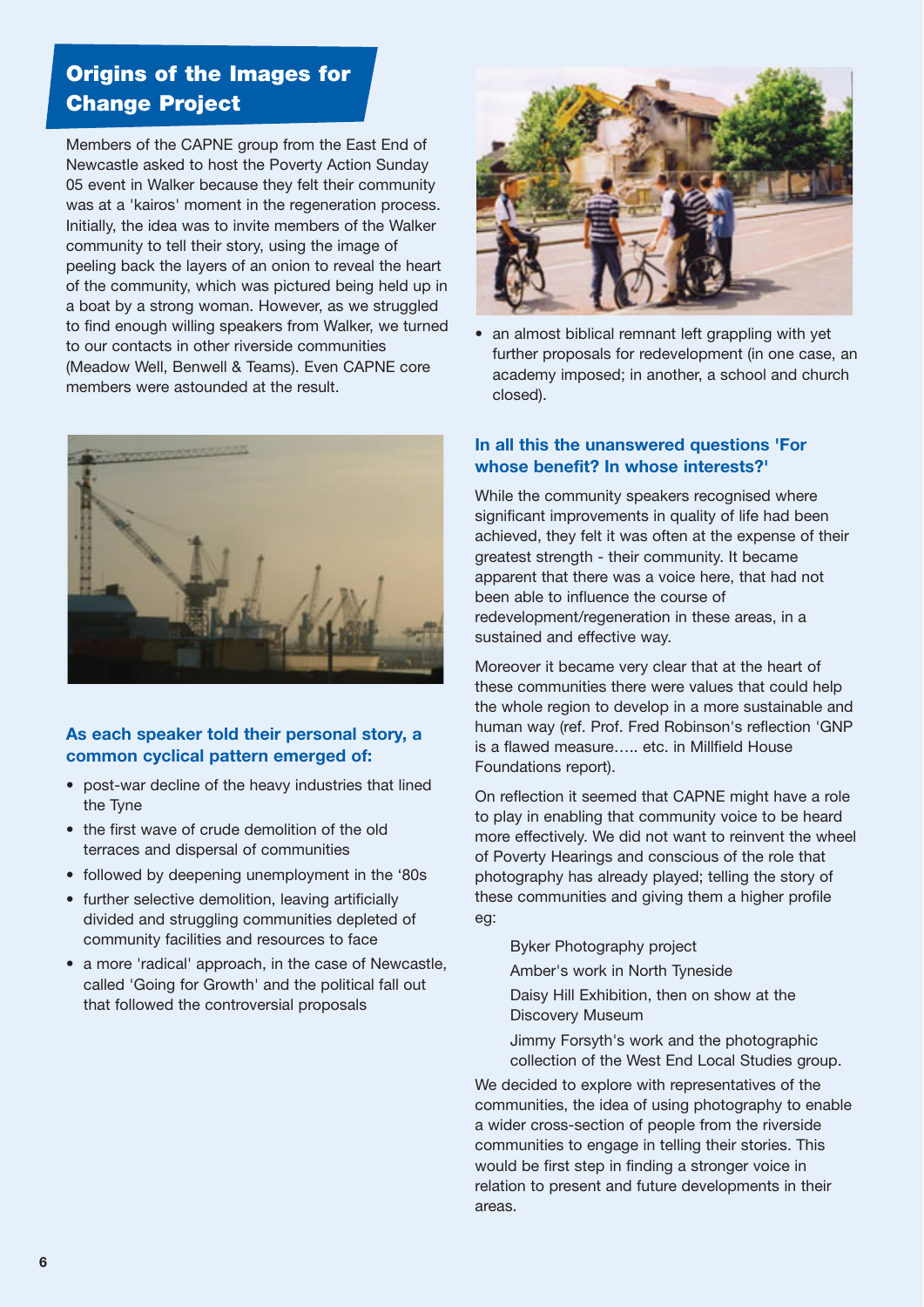## Origins of the Images for Change Project

Members of the CAPNE group from the East End of Newcastle asked to host the Poverty Action Sunday 05 event in Walker because they felt their community was at a 'kairos' moment in the regeneration process. Initially, the idea was to invite members of the Walker community to tell their story, using the image of peeling back the layers of an onion to reveal the heart of the community, which was pictured being held up in a boat by a strong woman. However, as we struggled to find enough willing speakers from Walker, we turned to our contacts in other riverside communities (Meadow Well, Benwell & Teams). Even CAPNE core members were astounded at the result.

### As each speaker told their personal story, a common cyclical pattern emerged of:

- post-war decline of the heavy industries that lined the Tyne
- the first wave of crude demolition of the old terraces and dispersal of communities
- followed by deepening unemployment in the '80s
- further selective demolition, leaving artificially divided and struggling communities depleted of community facilities and resources to face
- a more 'radical' approach, in the case of Newcastle, called 'Going for Growth' and the political fall out that followed the controversial proposals
- an almost biblical remnant left grappling with yet further proposals for redevelopment (in one case, an academy imposed; in another, a school and church closed).

### In all this the unanswered questions 'For whose benefit? In whose interests?'

While the community speakers recognised where significant improvements in quality of life had been achieved, they felt it was often at the expense of their greatest strength - their community. It became apparent that there was a voice here, that had not been able to influence the course of redevelopment/regeneration in these areas, in a sustained and effective way.

Moreover it became very clear that at the heart of these communities there were values that could help the whole region to develop in a more sustainable and human way (ref. Prof. Fred Robinson's reflection 'GNP is a flawed measure….. etc. in Millfield House Foundations report).

On reflection it seemed that CAPNE might have a role to play in enabling that community voice to be heard more effectively. We did not want to reinvent the wheel of Poverty Hearings and conscious of the role that photography has already played; telling the story of these communities and giving them a higher profile eg:

Byker Photography project

Amber's work in North Tyneside

Daisy Hill Exhibition, then on show at the Discovery Museum

Jimmy Forsyth's work and the photographic collection of the West End Local Studies group.

We decided to explore with representatives of the communities, the idea of using photography to enable a wider cross-section of people from the riverside communities to engage in telling their stories. This would be first step in finding a stronger voice in relation to present and future developments in their areas.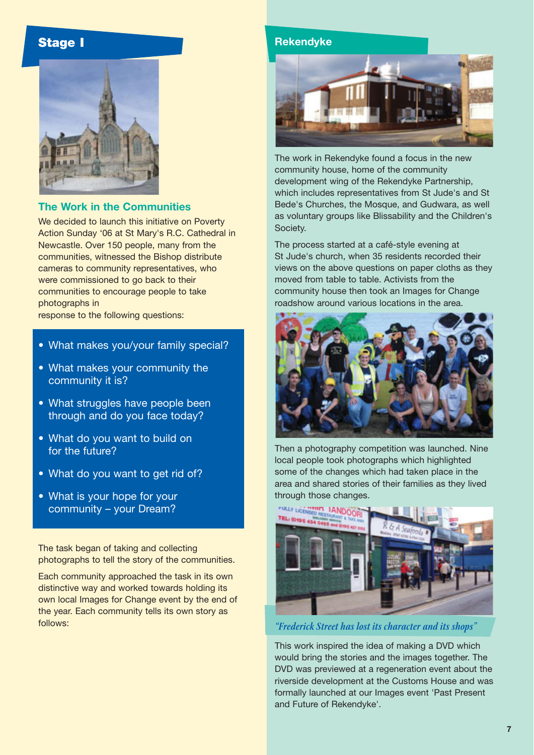## Stage I

### The Work in the Communities

We decided to launch this initiative on Poverty Action Sunday '06 at St Mary's R.C. Cathedral in Newcastle. Over 150 people, many from the communities, witnessed the Bishop distribute cameras to community representatives, who were commissioned to go back to their communities to encourage people to take photographs in response to the following questions:

- What makes you/your family special?
- What makes your community the community it is?
- What struggles have people been through and do you face today?
- What do you want to build on for the future?
- What do you want to get rid of?
- What is your hope for your community – your Dream?

The task began of taking and collecting photographs to tell the story of the communities.

Each community approached the task in its own distinctive way and worked towards holding its own local Images for Change event by the end of the year. Each community tells its own story as follows:

## Rekendyke

The work in Rekendyke found a focus in the new community house, home of the community development wing of the Rekendyke Partnership, which includes representatives from St Jude's and St Bede's Churches, the Mosque, and Gudwara, as well as voluntary groups like Blissability and the Children's Society.

The process started at a café-style evening at St Jude's church, when 35 residents recorded their views on the above questions on paper cloths as they moved from table to table. Activists from the community house then took an Images for Change roadshow around various locations in the area.

Then a photography competition was launched. Nine local people took photographs which highlighted some of the changes which had taken place in the area and shared stories of their families as they lived through those changes.

*"Frederick Street has lost its character and its shops"*

This work inspired the idea of making a DVD which would bring the stories and the images together. The DVD was previewed at a regeneration event about the riverside development at the Customs House and was formally launched at our Images event 'Past Present and Future of Rekendyke'.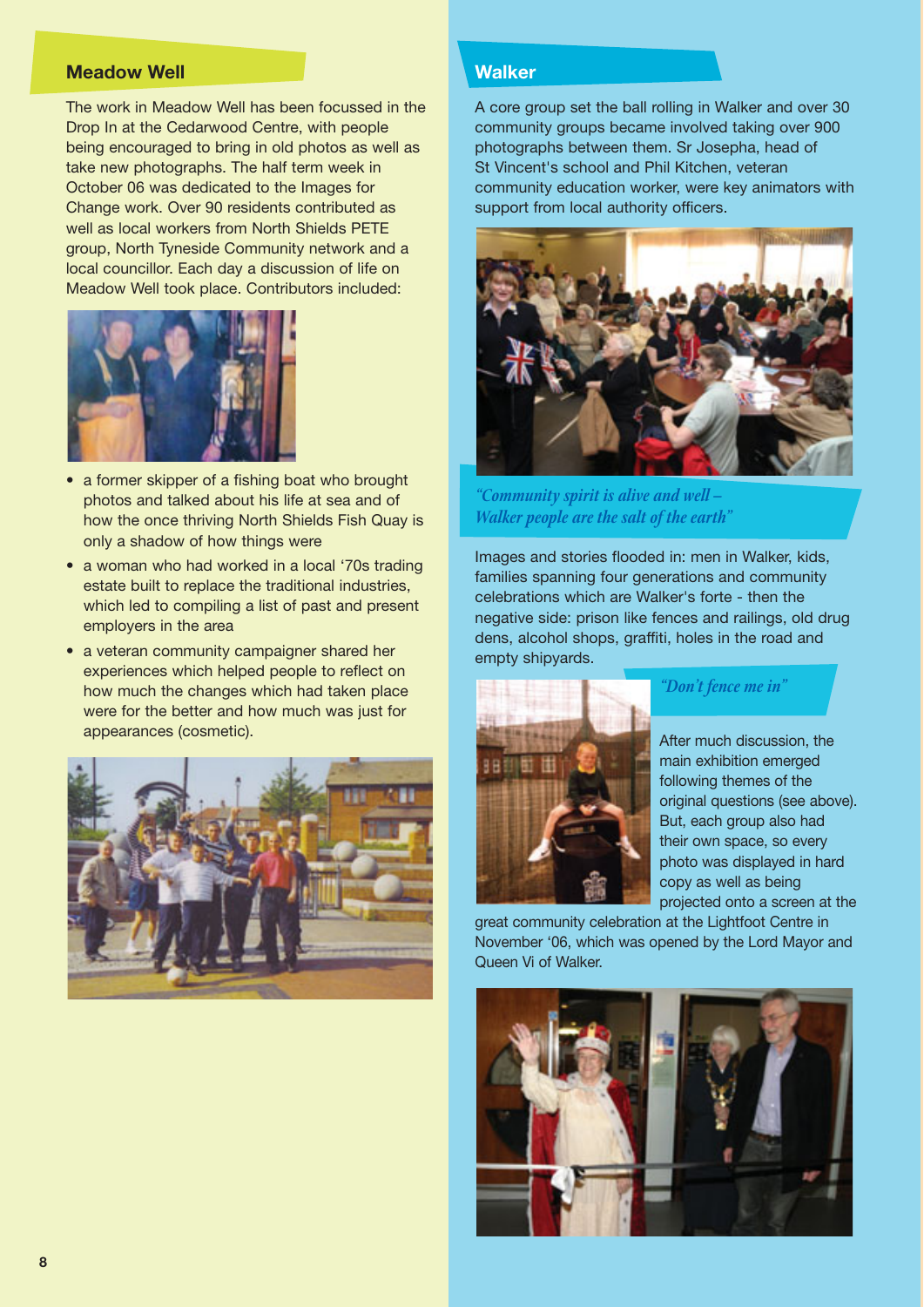## Meadow Well

The work in Meadow Well has been focussed in the Drop In at the Cedarwood Centre, with people being encouraged to bring in old photos as well as take new photographs. The half term week in October 06 was dedicated to the Images for Change work. Over 90 residents contributed as well as local workers from North Shields PETE group, North Tyneside Community network and a local councillor. Each day a discussion of life on Meadow Well took place. Contributors included:

- a former skipper of a fishing boat who brought photos and talked about his life at sea and of how the once thriving North Shields Fish Quay is only a shadow of how things were
- a woman who had worked in a local '70s trading estate built to replace the traditional industries, which led to compiling a list of past and present employers in the area
- a veteran community campaigner shared her experiences which helped people to reflect on how much the changes which had taken place were for the better and how much was just for appearances (cosmetic).

## Walker

A core group set the ball rolling in Walker and over 30 community groups became involved taking over 900 photographs between them. Sr Josepha, head of St Vincent's school and Phil Kitchen, veteran community education worker, were key animators with support from local authority officers.

*"Community spirit is alive and well – Walker people are the salt of the earth"*

Images and stories flooded in: men in Walker, kids, families spanning four generations and community celebrations which are Walker's forte - then the negative side: prison like fences and railings, old drug dens, alcohol shops, graffiti, holes in the road and empty shipyards.

*"Don't fence me in"*

After much discussion, the main exhibition emerged following themes of the original questions (see above). But, each group also had their own space, so every photo was displayed in hard copy as well as being projected onto a screen at the great community celebration at the Lightfoot Centre in November '06, which was opened by the Lord Mayor and Queen Vi of Walker.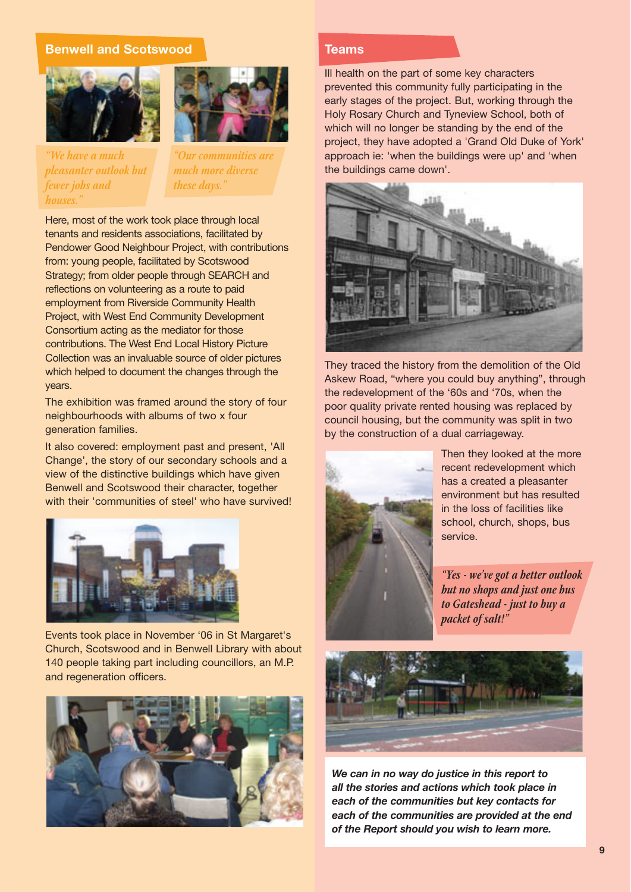## Benwell and Scotswood

*"We have a much pleasanter outlook but fewer jobs and houses."*

*"Our communities are much more diverse these days."*

Here, most of the work took place through local tenants and residents associations, facilitated by Pendower Good Neighbour Project, with contributions from: young people, facilitated by Scotswood Strategy; from older people through SEARCH and reflections on volunteering as a route to paid employment from Riverside Community Health Project, with West End Community Development Consortium acting as the mediator for those contributions. The West End Local History Picture Collection was an invaluable source of older pictures which helped to document the changes through the years.

The exhibition was framed around the story of four neighbourhoods with albums of two x four generation families.

It also covered: employment past and present, 'All Change', the story of our secondary schools and a view of the distinctive buildings which have given Benwell and Scotswood their character, together with their 'communities of steel' who have survived!

Events took place in November '06 in St Margaret's Church, Scotswood and in Benwell Library with about 140 people taking part including councillors, an M.P. and regeneration officers.

## Teams

Ill health on the part of some key characters prevented this community fully participating in the early stages of the project. But, working through the Holy Rosary Church and Tyneview School, both of which will no longer be standing by the end of the project, they have adopted a 'Grand Old Duke of York' approach ie: 'when the buildings were up' and 'when the buildings came down'.

They traced the history from the demolition of the Old Askew Road, "where you could buy anything", through the redevelopment of the '60s and '70s, when the poor quality private rented housing was replaced by council housing, but the community was split in two by the construction of a dual carriageway.

Then they looked at the more recent redevelopment which has a created a pleasanter environment but has resulted in the loss of facilities like school, church, shops, bus service.

*"Yes - we've got a better outlook but no shops and just one bus to Gateshead - just to buy a packet of salt!"*

***We can in no way do justice in this report to all the stories and actions which took place in each of the communities but key contacts for each of the communities are provided at the end of the Report should you wish to learn more.***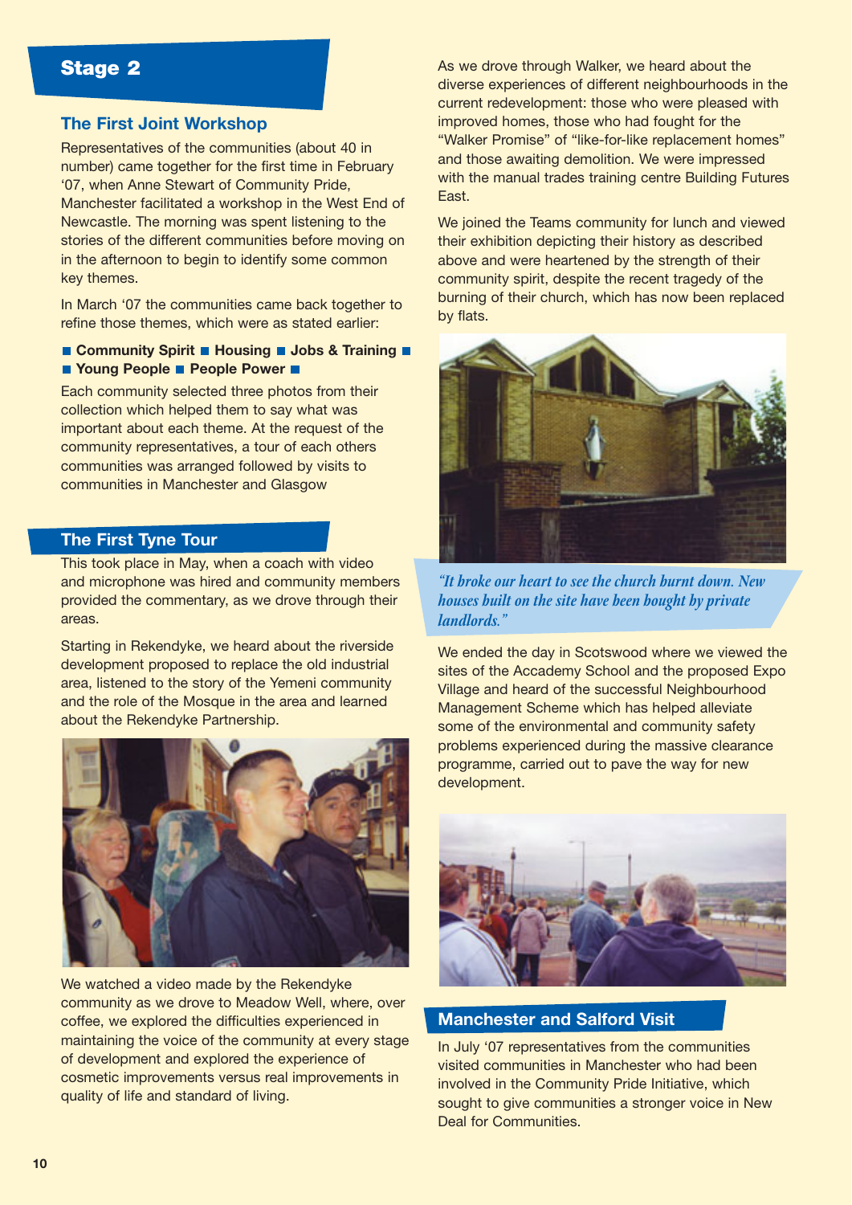## Stage 2

### The First Joint Workshop

Representatives of the communities (about 40 in number) came together for the first time in February '07, when Anne Stewart of Community Pride, Manchester facilitated a workshop in the West End of Newcastle. The morning was spent listening to the stories of the different communities before moving on in the afternoon to begin to identify some common key themes.

In March '07 the communities came back together to refine those themes, which were as stated earlier:

**■ Community Spirit ■ Housing ■ Jobs & Training ■ ■ Young People ■ People Power ■**

Each community selected three photos from their collection which helped them to say what was important about each theme. At the request of the community representatives, a tour of each others communities was arranged followed by visits to communities in Manchester and Glasgow

### The First Tyne Tour

This took place in May, when a coach with video and microphone was hired and community members provided the commentary, as we drove through their areas.

Starting in Rekendyke, we heard about the riverside development proposed to replace the old industrial area, listened to the story of the Yemeni community and the role of the Mosque in the area and learned about the Rekendyke Partnership.

We watched a video made by the Rekendyke community as we drove to Meadow Well, where, over coffee, we explored the difficulties experienced in maintaining the voice of the community at every stage of development and explored the experience of cosmetic improvements versus real improvements in quality of life and standard of living.

As we drove through Walker, we heard about the diverse experiences of different neighbourhoods in the current redevelopment: those who were pleased with improved homes, those who had fought for the "Walker Promise" of "like-for-like replacement homes" and those awaiting demolition. We were impressed with the manual trades training centre Building Futures East.

We joined the Teams community for lunch and viewed their exhibition depicting their history as described above and were heartened by the strength of their community spirit, despite the recent tragedy of the burning of their church, which has now been replaced by flats.

*"It broke our heart to see the church burnt down. New houses built on the site have been bought by private landlords."*

We ended the day in Scotswood where we viewed the sites of the Accademy School and the proposed Expo Village and heard of the successful Neighbourhood Management Scheme which has helped alleviate some of the environmental and community safety problems experienced during the massive clearance programme, carried out to pave the way for new development.

### Manchester and Salford Visit

In July '07 representatives from the communities visited communities in Manchester who had been involved in the Community Pride Initiative, which sought to give communities a stronger voice in New Deal for Communities.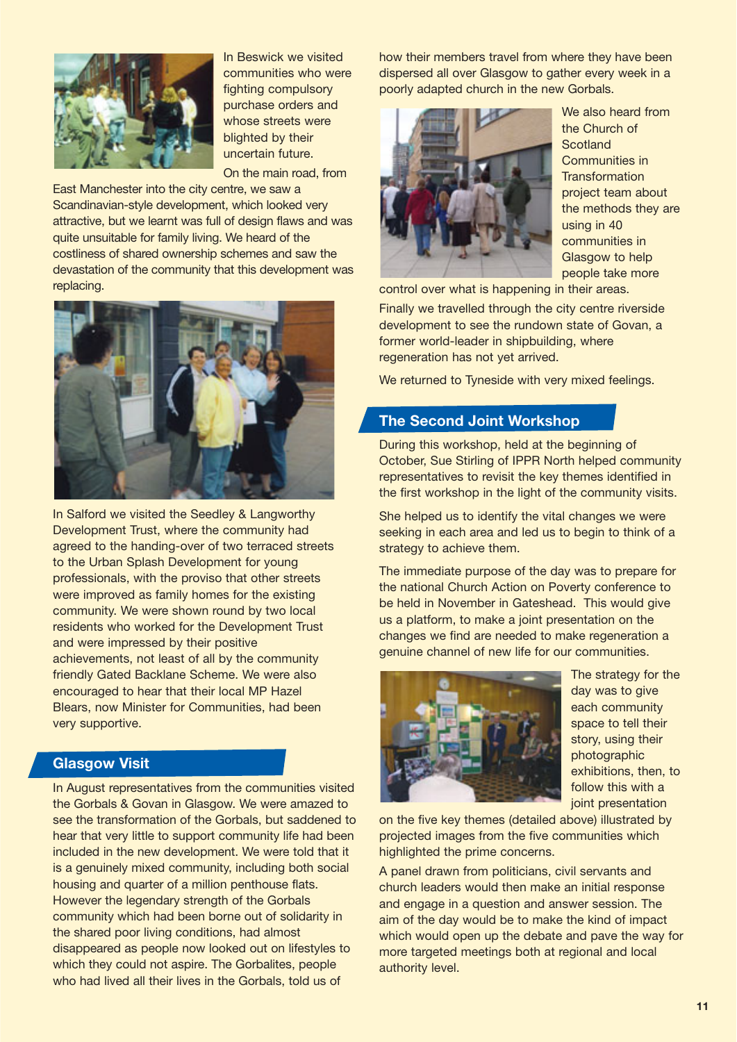In Beswick we visited communities who were fighting compulsory purchase orders and whose streets were blighted by their uncertain future.

On the main road, from East Manchester into the city centre, we saw a Scandinavian-style development, which looked very attractive, but we learnt was full of design flaws and was quite unsuitable for family living. We heard of the costliness of shared ownership schemes and saw the devastation of the community that this development was replacing.

In Salford we visited the Seedley & Langworthy Development Trust, where the community had agreed to the handing-over of two terraced streets to the Urban Splash Development for young professionals, with the proviso that other streets were improved as family homes for the existing community. We were shown round by two local residents who worked for the Development Trust and were impressed by their positive achievements, not least of all by the community friendly Gated Backlane Scheme. We were also encouraged to hear that their local MP Hazel Blears, now Minister for Communities, had been very supportive.

## Glasgow Visit

In August representatives from the communities visited the Gorbals & Govan in Glasgow. We were amazed to see the transformation of the Gorbals, but saddened to hear that very little to support community life had been included in the new development. We were told that it is a genuinely mixed community, including both social housing and quarter of a million penthouse flats. However the legendary strength of the Gorbals community which had been borne out of solidarity in the shared poor living conditions, had almost disappeared as people now looked out on lifestyles to which they could not aspire. The Gorbalites, people who had lived all their lives in the Gorbals, told us of how their members travel from where they have been dispersed all over Glasgow to gather every week in a poorly adapted church in the new Gorbals.

We also heard from the Church of Scotland Communities in Transformation project team about the methods they are using in 40 communities in Glasgow to help people take more control over what is happening in their areas.

Finally we travelled through the city centre riverside development to see the rundown state of Govan, a former world-leader in shipbuilding, where regeneration has not yet arrived.

We returned to Tyneside with very mixed feelings.

## The Second Joint Workshop

During this workshop, held at the beginning of October, Sue Stirling of IPPR North helped community representatives to revisit the key themes identified in the first workshop in the light of the community visits.

She helped us to identify the vital changes we were seeking in each area and led us to begin to think of a strategy to achieve them.

The immediate purpose of the day was to prepare for the national Church Action on Poverty conference to be held in November in Gateshead. This would give us a platform, to make a joint presentation on the changes we find are needed to make regeneration a genuine channel of new life for our communities.

The strategy for the day was to give each community space to tell their story, using their photographic exhibitions, then, to follow this with a joint presentation on the five key themes (detailed above) illustrated by projected images from the five communities which highlighted the prime concerns.

A panel drawn from politicians, civil servants and church leaders would then make an initial response and engage in a question and answer session. The aim of the day would be to make the kind of impact which would open up the debate and pave the way for more targeted meetings both at regional and local authority level.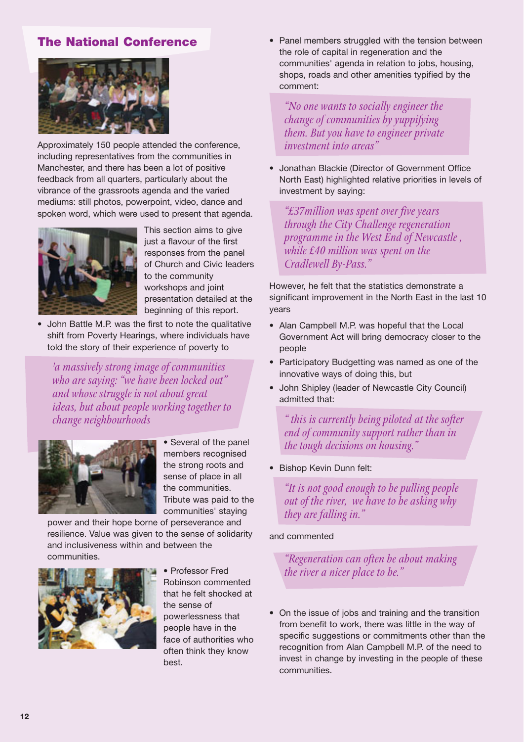## The National Conference

Approximately 150 people attended the conference, including representatives from the communities in Manchester, and there has been a lot of positive feedback from all quarters, particularly about the vibrance of the grassroots agenda and the varied mediums: still photos, powerpoint, video, dance and spoken word, which were used to present that agenda.

This section aims to give just a flavour of the first responses from the panel of Church and Civic leaders to the community workshops and joint presentation detailed at the beginning of this report.

- John Battle M.P. was the first to note the qualitative shift from Poverty Hearings, where individuals have told the story of their experience of poverty to

> *'a massively strong image of communities who are saying: "we have been locked out" and whose struggle is not about great ideas, but about people working together to change neighbourhoods*

- Several of the panel members recognised the strong roots and sense of place in all the communities. Tribute was paid to the communities' staying power and their hope borne of perseverance and resilience. Value was given to the sense of solidarity and inclusiveness within and between the communities.

- Professor Fred Robinson commented that he felt shocked at the sense of powerlessness that people have in the face of authorities who often think they know best.

- Panel members struggled with the tension between the role of capital in regeneration and the communities' agenda in relation to jobs, housing, shops, roads and other amenities typified by the comment:

> *"No one wants to socially engineer the change of communities by yuppifying them. But you have to engineer private investment into areas"*

- Jonathan Blackie (Director of Government Office North East) highlighted relative priorities in levels of investment by saying:

> *"£37million was spent over five years through the City Challenge regeneration programme in the West End of Newcastle , while £40 million was spent on the Cradlewell By-Pass."*

However, he felt that the statistics demonstrate a significant improvement in the North East in the last 10 years

- Alan Campbell M.P. was hopeful that the Local Government Act will bring democracy closer to the people
- Participatory Budgeting was named as one of the innovative ways of doing this, but
- John Shipley (leader of Newcastle City Council) admitted that:

> *" this is currently being piloted at the softer end of community support rather than in the tough decisions on housing."*

- Bishop Kevin Dunn felt:

> *"It is not good enough to be pulling people out of the river, we have to be asking why they are falling in."*

and commented

> *"Regeneration can often be about making the river a nicer place to be."*

- On the issue of jobs and training and the transition from benefit to work, there was little in the way of specific suggestions or commitments other than the recognition from Alan Campbell M.P. of the need to invest in change by investing in the people of these communities.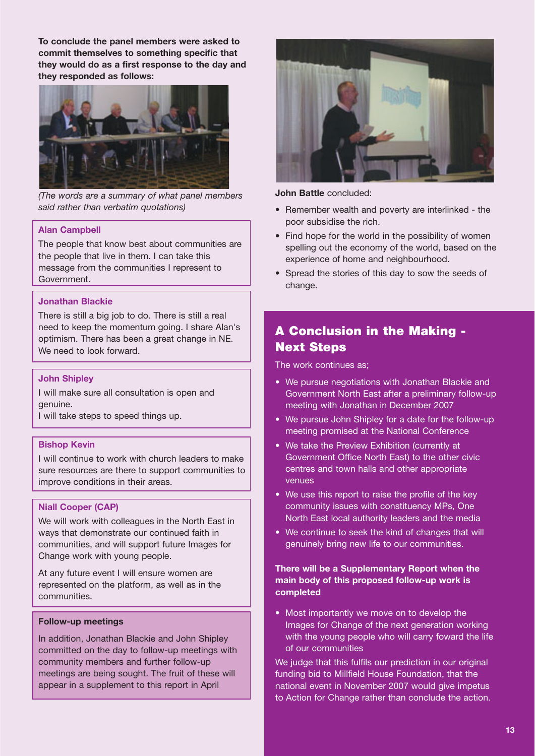**To conclude the panel members were asked to commit themselves to something specific that they would do as a first response to the day and they responded as follows:**

*(The words are a summary of what panel members said rather than verbatim quotations)*

**Alan Campbell**

The people that know best about communities are the people that live in them. I can take this message from the communities I represent to Government.

**Jonathan Blackie**

There is still a big job to do. There is still a real need to keep the momentum going. I share Alan's optimism. There has been a great change in NE. We need to look forward.

**John Shipley**

I will make sure all consultation is open and genuine.
I will take steps to speed things up.

**Bishop Kevin**

I will continue to work with church leaders to make sure resources are there to support communities to improve conditions in their areas.

**Niall Cooper (CAP)**

We will work with colleagues in the North East in ways that demonstrate our continued faith in communities, and will support future Images for Change work with young people.

At any future event I will ensure women are represented on the platform, as well as in the communities.

**Follow-up meetings**

In addition, Jonathan Blackie and John Shipley committed on the day to follow-up meetings with community members and further follow-up meetings are being sought. The fruit of these will appear in a supplement to this report in April

**John Battle** concluded:

- Remember wealth and poverty are interlinked - the poor subsidise the rich.
- Find hope for the world in the possibility of women spelling out the economy of the world, based on the experience of home and neighbourhood.
- Spread the stories of this day to sow the seeds of change.

## A Conclusion in the Making - Next Steps

The work continues as;

- We pursue negotiations with Jonathan Blackie and Government North East after a preliminary follow-up meeting with Jonathan in December 2007
- We pursue John Shipley for a date for the follow-up meeting promised at the National Conference
- We take the Preview Exhibition (currently at Government Office North East) to the other civic centres and town halls and other appropriate venues
- We use this report to raise the profile of the key community issues with constituency MPs, One North East local authority leaders and the media
- We continue to seek the kind of changes that will genuinely bring new life to our communities.

**There will be a Supplementary Report when the main body of this proposed follow-up work is completed**

- Most importantly we move on to develop the Images for Change of the next generation working with the young people who will carry foward the life of our communities

We judge that this fulfils our prediction in our original funding bid to Millfield House Foundation, that the national event in November 2007 would give impetus to Action for Change rather than conclude the action.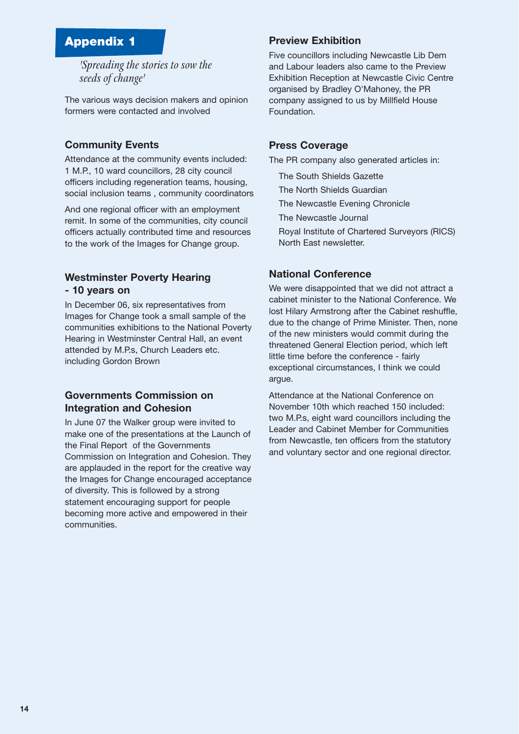# Appendix 1

*'Spreading the stories to sow the seeds of change'*

The various ways decision makers and opinion formers were contacted and involved

## Community Events

Attendance at the community events included: 1 M.P., 10 ward councillors, 28 city council officers including regeneration teams, housing, social inclusion teams , community coordinators

And one regional officer with an employment remit. In some of the communities, city council officers actually contributed time and resources to the work of the Images for Change group.

## Westminster Poverty Hearing - 10 years on

In December 06, six representatives from Images for Change took a small sample of the communities exhibitions to the National Poverty Hearing in Westminster Central Hall, an event attended by M.P.s, Church Leaders etc. including Gordon Brown

## Governments Commission on Integration and Cohesion

In June 07 the Walker group were invited to make one of the presentations at the Launch of the Final Report of the Governments Commission on Integration and Cohesion. They are applauded in the report for the creative way the Images for Change encouraged acceptance of diversity. This is followed by a strong statement encouraging support for people becoming more active and empowered in their communities.

## Preview Exhibition

Five councillors including Newcastle Lib Dem and Labour leaders also came to the Preview Exhibition Reception at Newcastle Civic Centre organised by Bradley O'Mahoney, the PR company assigned to us by Millfield House Foundation.

## Press Coverage

The PR company also generated articles in:

- The South Shields Gazette
- The North Shields Guardian
- The Newcastle Evening Chronicle
- The Newcastle Journal
- Royal Institute of Chartered Surveyors (RICS) North East newsletter.

## National Conference

We were disappointed that we did not attract a cabinet minister to the National Conference. We lost Hilary Armstrong after the Cabinet reshuffle, due to the change of Prime Minister. Then, none of the new ministers would commit during the threatened General Election period, which left little time before the conference - fairly exceptional circumstances, I think we could argue.

Attendance at the National Conference on November 10th which reached 150 included: two M.P.s, eight ward councillors including the Leader and Cabinet Member for Communities from Newcastle, ten officers from the statutory and voluntary sector and one regional director.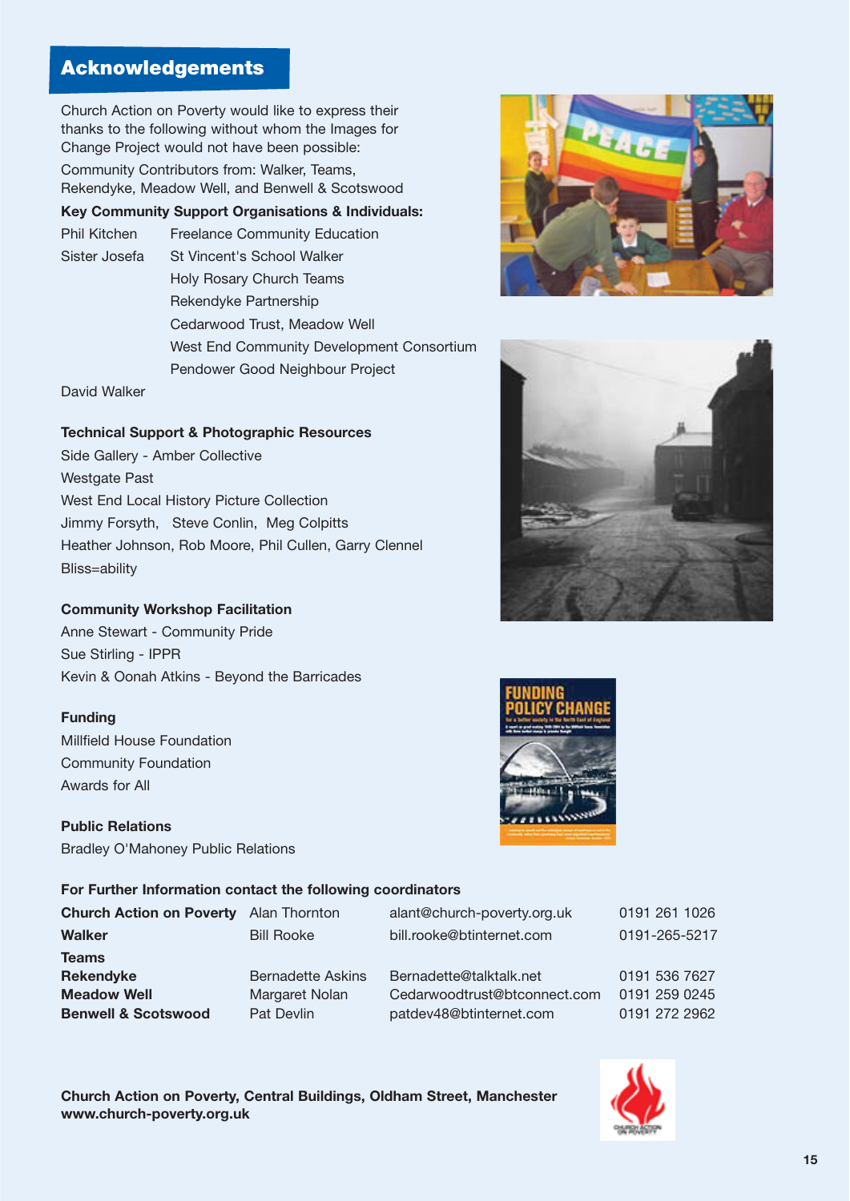## Acknowledgements

Church Action on Poverty would like to express their thanks to the following without whom the Images for Change Project would not have been possible:

Community Contributors from: Walker, Teams, Rekendyke, Meadow Well, and Benwell & Scotswood

**Key Community Support Organisations & Individuals:**

| | |
|---|---|
| Phil Kitchen | Freelance Community Education |
| Sister Josefa | St Vincent's School Walker |
| | Holy Rosary Church Teams |
| | Rekendyke Partnership |
| | Cedarwood Trust, Meadow Well |
| | West End Community Development Consortium |
| | Pendower Good Neighbour Project |
| David Walker | |

**Technical Support & Photographic Resources**

Side Gallery - Amber Collective
Westgate Past
West End Local History Picture Collection
Jimmy Forsyth, Steve Conlin, Meg Colpitts
Heather Johnson, Rob Moore, Phil Cullen, Garry Clennel
Bliss=ability

**Community Workshop Facilitation**

Anne Stewart - Community Pride
Sue Stirling - IPPR
Kevin & Oonah Atkins - Beyond the Barricades

**Funding**

Millfield House Foundation
Community Foundation
Awards for All

**Public Relations**

Bradley O'Mahoney Public Relations

**For Further Information contact the following coordinators**

| | | | |
|---|---|---|---|
| **Church Action on Poverty** | Alan Thornton | alant@church-poverty.org.uk | 0191 261 1026 |
| **Walker** | Bill Rooke | bill.rooke@btinternet.com | 0191-265-5217 |
| **Teams** | | | |
| **Rekendyke** | Bernadette Askins | Bernadette@talktalk.net | 0191 536 7627 |
| **Meadow Well** | Margaret Nolan | Cedarwoodtrust@btconnect.com | 0191 259 0245 |
| **Benwell & Scotswood** | Pat Devlin | patdev48@btinternet.com | 0191 272 2962 |

**Church Action on Poverty, Central Buildings, Oldham Street, Manchester**
**www.church-poverty.org.uk**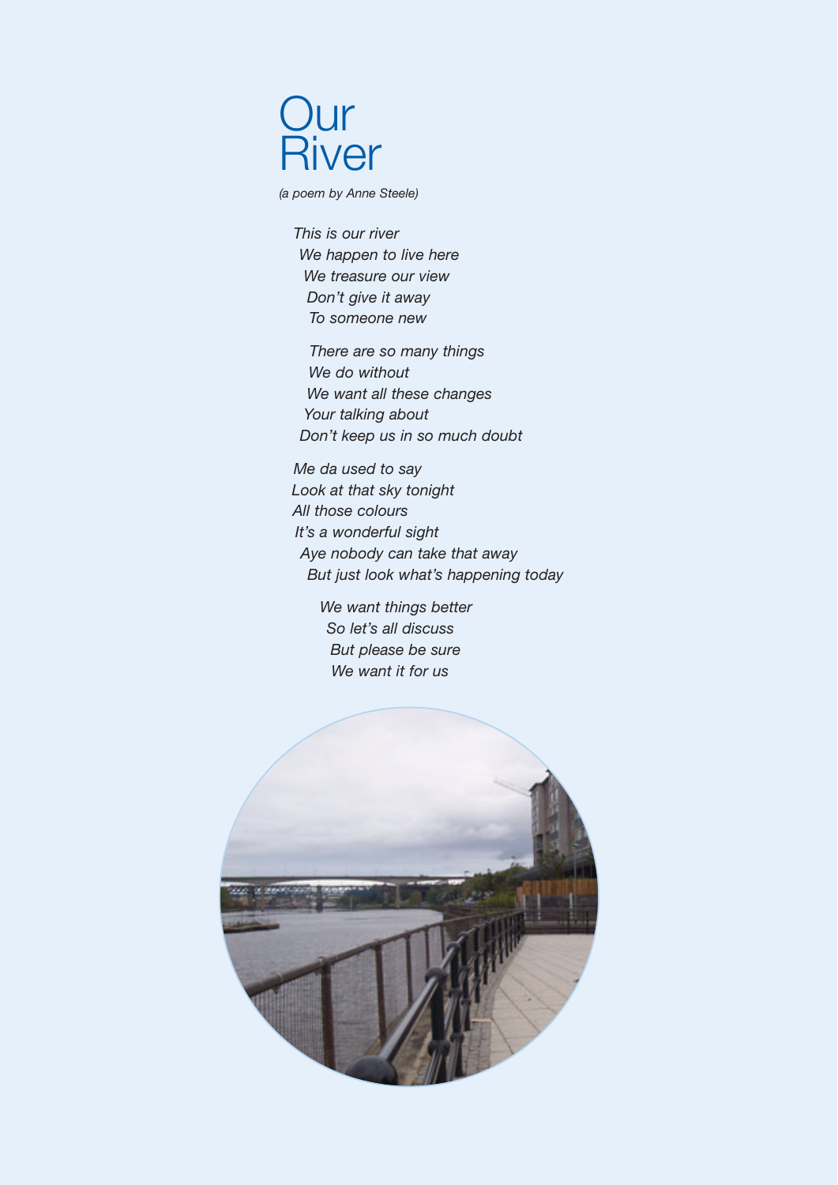# Our River

*(a poem by Anne Steele)*

*This is our river*
*We happen to live here*
*We treasure our view*
*Don't give it away*
*To someone new*

*There are so many things*
*We do without*
*We want all these changes*
*Your talking about*
*Don't keep us in so much doubt*

*Me da used to say*
*Look at that sky tonight*
*All those colours*
*It's a wonderful sight*
*Aye nobody can take that away*
*But just look what's happening today*

*We want things better*
*So let's all discuss*
*But please be sure*
*We want it for us*